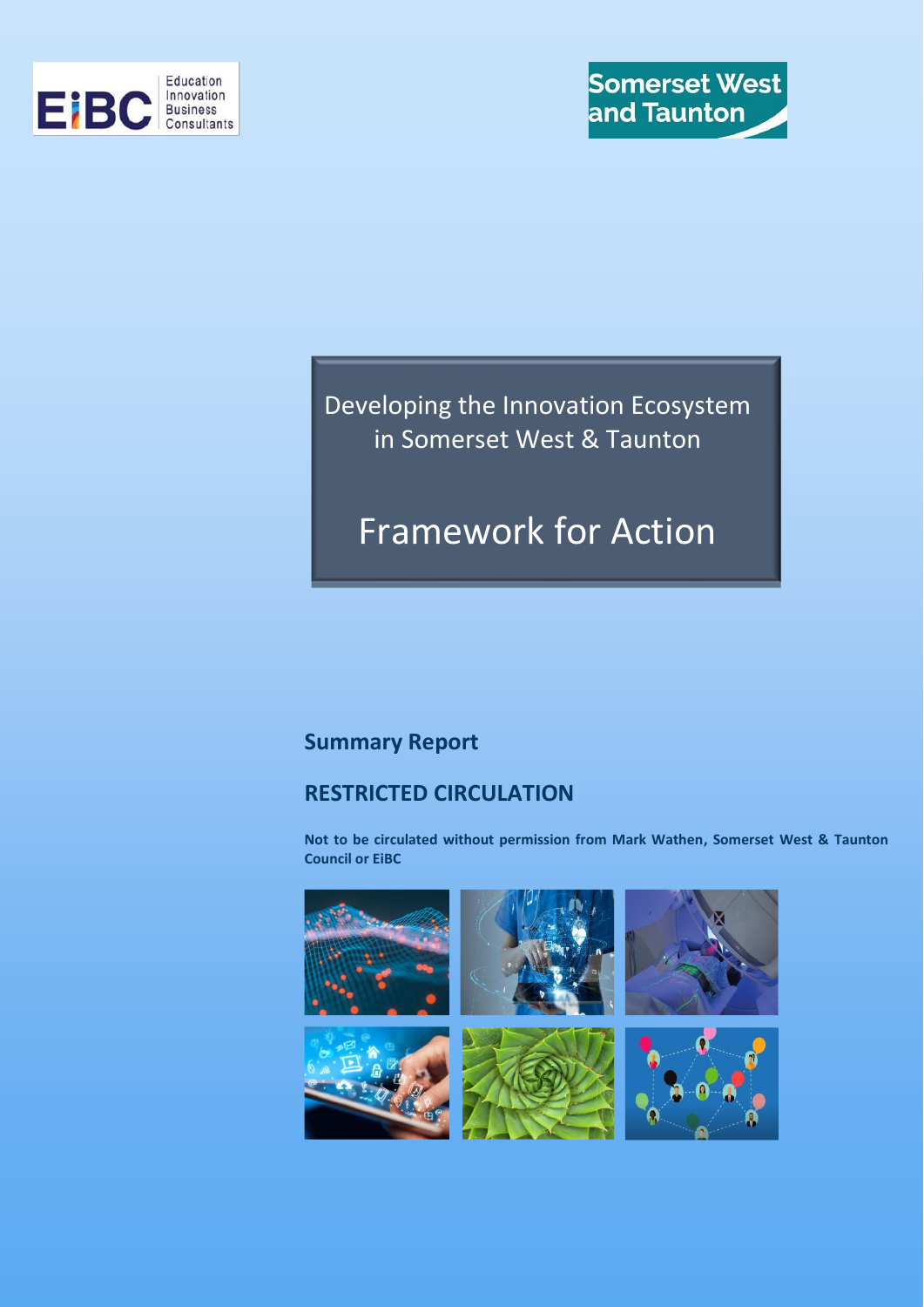# Developing the Innovation Ecosystem in Somerset West & Taunton

# Framework for Action

## Summary Report

## RESTRICTED CIRCULATION

**Not to be circulated without permission from Mark Wathen, Somerset West & Taunton Council or EiBC**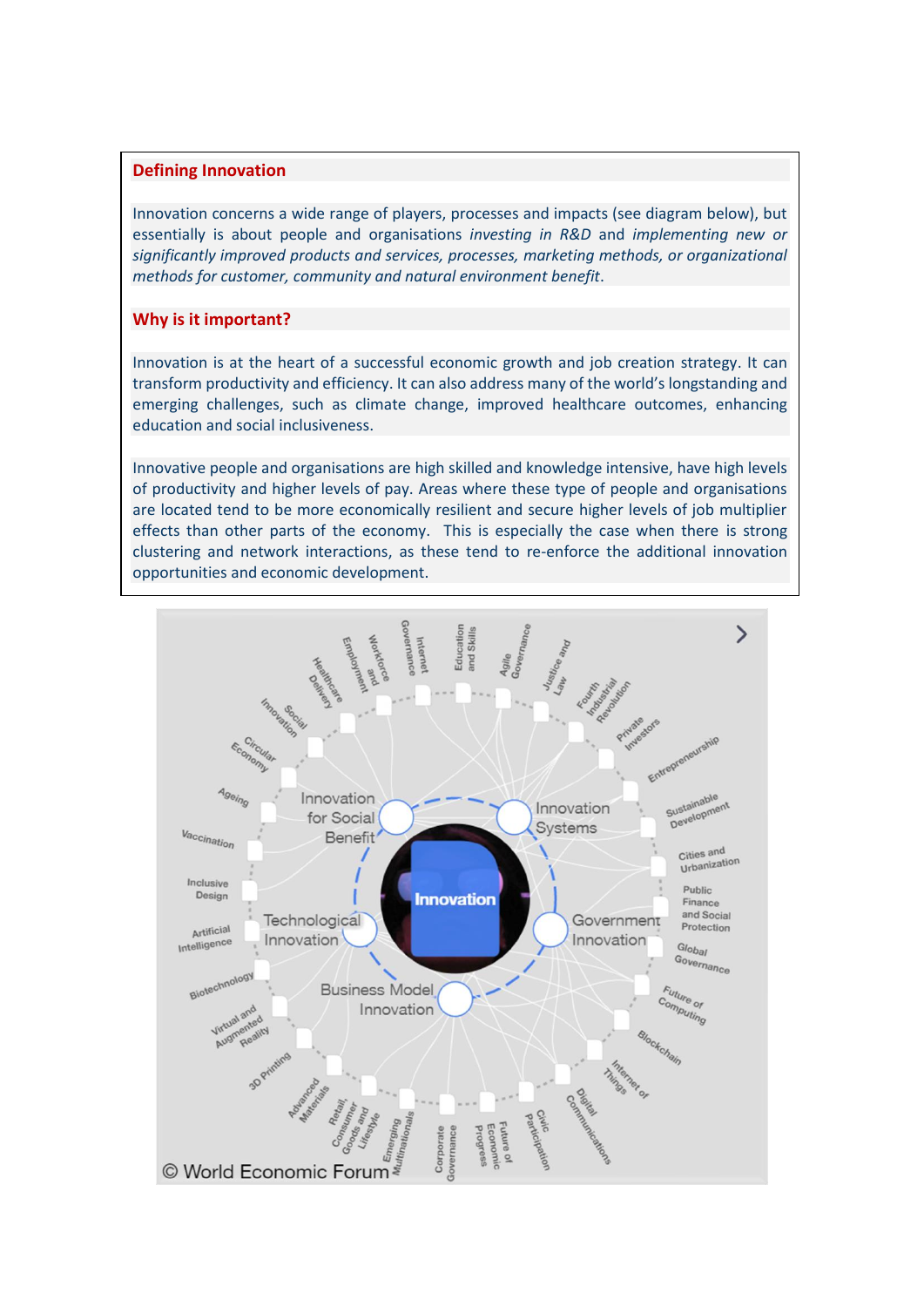## Defining Innovation

Innovation concerns a wide range of players, processes and impacts (see diagram below), but essentially is about people and organisations *investing in R&D* and *implementing new or significantly improved products and services, processes, marketing methods, or organizational methods for customer, community and natural environment benefit*.

## Why is it important?

Innovation is at the heart of a successful economic growth and job creation strategy. It can transform productivity and efficiency. It can also address many of the world's longstanding and emerging challenges, such as climate change, improved healthcare outcomes, enhancing education and social inclusiveness.

Innovative people and organisations are high skilled and knowledge intensive, have high levels of productivity and higher levels of pay. Areas where these type of people and organisations are located tend to be more economically resilient and secure higher levels of job multiplier effects than other parts of the economy. This is especially the case when there is strong clustering and network interactions, as these tend to re-enforce the additional innovation opportunities and economic development.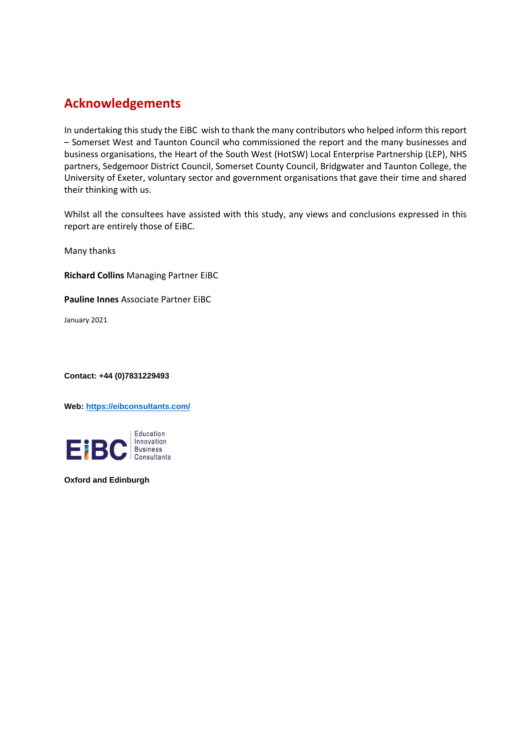# Acknowledgements

In undertaking this study the EiBC wish to thank the many contributors who helped inform this report – Somerset West and Taunton Council who commissioned the report and the many businesses and business organisations, the Heart of the South West (HotSW) Local Enterprise Partnership (LEP), NHS partners, Sedgemoor District Council, Somerset County Council, Bridgwater and Taunton College, the University of Exeter, voluntary sector and government organisations that gave their time and shared their thinking with us.

Whilst all the consultees have assisted with this study, any views and conclusions expressed in this report are entirely those of EiBC.

Many thanks

**Richard Collins** Managing Partner EiBC

**Pauline Innes** Associate Partner EiBC

January 2021

**Contact: +44 (0)7831229493**

**Web:** [https://eibconsultants.com/](https://eibconsultants.com/)

EiBC Education Innovation Business Consultants

**Oxford and Edinburgh**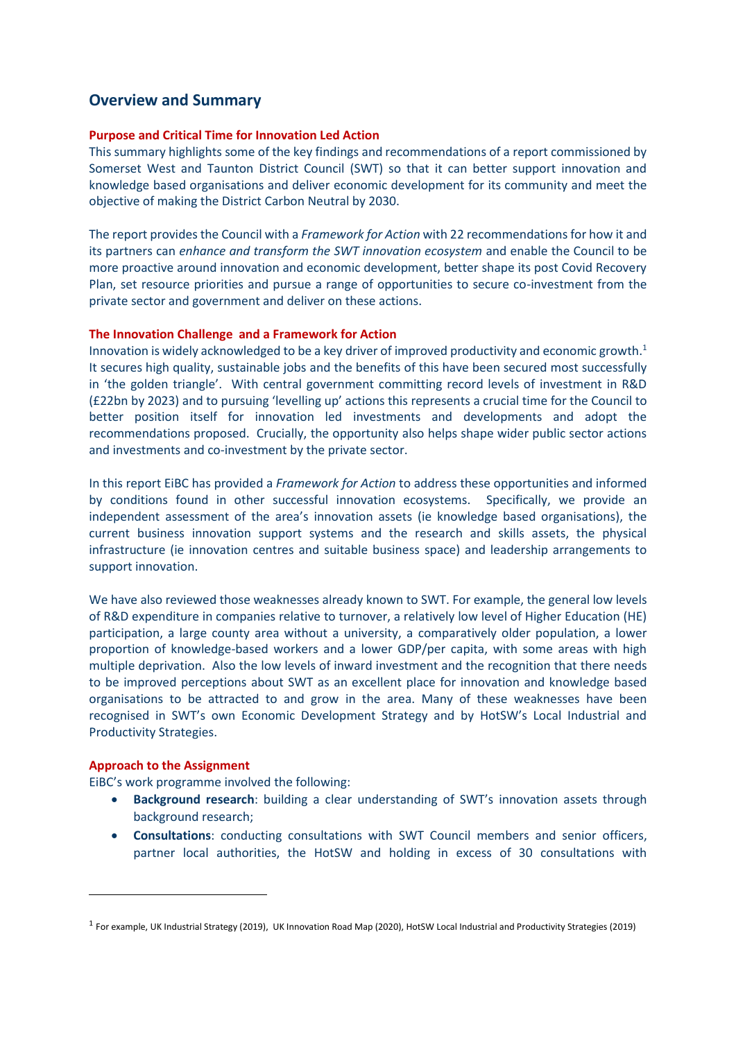## Overview and Summary

### Purpose and Critical Time for Innovation Led Action

This summary highlights some of the key findings and recommendations of a report commissioned by Somerset West and Taunton District Council (SWT) so that it can better support innovation and knowledge based organisations and deliver economic development for its community and meet the objective of making the District Carbon Neutral by 2030.

The report provides the Council with a *Framework for Action* with 22 recommendations for how it and its partners can *enhance and transform the SWT innovation ecosystem* and enable the Council to be more proactive around innovation and economic development, better shape its post Covid Recovery Plan, set resource priorities and pursue a range of opportunities to secure co-investment from the private sector and government and deliver on these actions.

### The Innovation Challenge and a Framework for Action

Innovation is widely acknowledged to be a key driver of improved productivity and economic growth.[1] It secures high quality, sustainable jobs and the benefits of this have been secured most successfully in 'the golden triangle'. With central government committing record levels of investment in R&D (£22bn by 2023) and to pursuing 'levelling up' actions this represents a crucial time for the Council to better position itself for innovation led investments and developments and adopt the recommendations proposed. Crucially, the opportunity also helps shape wider public sector actions and investments and co-investment by the private sector.

In this report EiBC has provided a *Framework for Action* to address these opportunities and informed by conditions found in other successful innovation ecosystems. Specifically, we provide an independent assessment of the area's innovation assets (ie knowledge based organisations), the current business innovation support systems and the research and skills assets, the physical infrastructure (ie innovation centres and suitable business space) and leadership arrangements to support innovation.

We have also reviewed those weaknesses already known to SWT. For example, the general low levels of R&D expenditure in companies relative to turnover, a relatively low level of Higher Education (HE) participation, a large county area without a university, a comparatively older population, a lower proportion of knowledge-based workers and a lower GDP/per capita, with some areas with high multiple deprivation. Also the low levels of inward investment and the recognition that there needs to be improved perceptions about SWT as an excellent place for innovation and knowledge based organisations to be attracted to and grow in the area. Many of these weaknesses have been recognised in SWT's own Economic Development Strategy and by HotSW's Local Industrial and Productivity Strategies.

### Approach to the Assignment

EiBC's work programme involved the following:

- **Background research**: building a clear understanding of SWT's innovation assets through background research;
- **Consultations**: conducting consultations with SWT Council members and senior officers, partner local authorities, the HotSW and holding in excess of 30 consultations with

---

[1] For example, UK Industrial Strategy (2019), UK Innovation Road Map (2020), HotSW Local Industrial and Productivity Strategies (2019)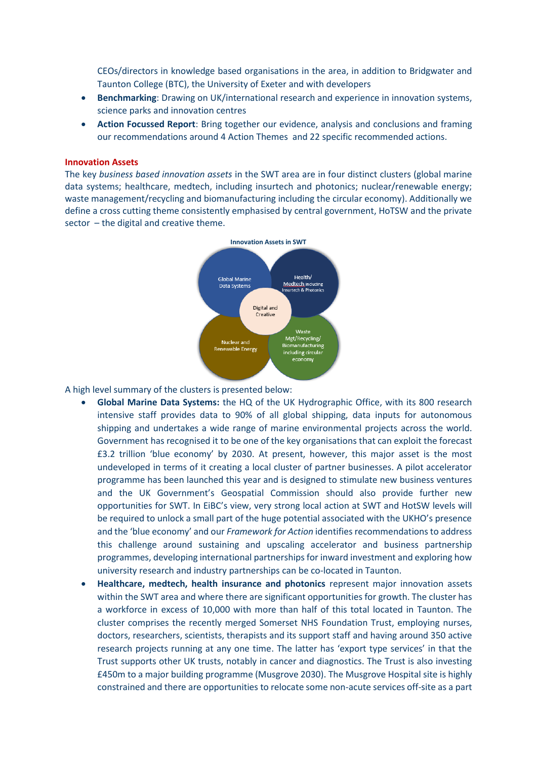CEOs/directors in knowledge based organisations in the area, in addition to Bridgwater and Taunton College (BTC), the University of Exeter and with developers

- **Benchmarking**: Drawing on UK/international research and experience in innovation systems, science parks and innovation centres
- **Action Focussed Report**: Bring together our evidence, analysis and conclusions and framing our recommendations around 4 Action Themes and 22 specific recommended actions.

### Innovation Assets

The key *business based innovation assets* in the SWT area are in four distinct clusters (global marine data systems; healthcare, medtech, including insurtech and photonics; nuclear/renewable energy; waste management/recycling and biomanufacturing including the circular economy). Additionally we define a cross cutting theme consistently emphasised by central government, HoTSW and the private sector – the digital and creative theme.

**Innovation Assets in SWT**

Global Marine Data Systems

Health/ Medtech including Insurtech & Photonics

Digital and Creative

Nuclear and Renewable Energy

Waste Mgt/Recycling/ Biomanufacturing including circular economy

A high level summary of the clusters is presented below:

- **Global Marine Data Systems:** the HQ of the UK Hydrographic Office, with its 800 research intensive staff provides data to 90% of all global shipping, data inputs for autonomous shipping and undertakes a wide range of marine environmental projects across the world. Government has recognised it to be one of the key organisations that can exploit the forecast £3.2 trillion 'blue economy' by 2030. At present, however, this major asset is the most undeveloped in terms of it creating a local cluster of partner businesses. A pilot accelerator programme has been launched this year and is designed to stimulate new business ventures and the UK Government's Geospatial Commission should also provide further new opportunities for SWT. In EiBC's view, very strong local action at SWT and HotSW levels will be required to unlock a small part of the huge potential associated with the UKHO's presence and the 'blue economy' and our *Framework for Action* identifies recommendations to address this challenge around sustaining and upscaling accelerator and business partnership programmes, developing international partnerships for inward investment and exploring how university research and industry partnerships can be co-located in Taunton.
- **Healthcare, medtech, health insurance and photonics** represent major innovation assets within the SWT area and where there are significant opportunities for growth. The cluster has a workforce in excess of 10,000 with more than half of this total located in Taunton. The cluster comprises the recently merged Somerset NHS Foundation Trust, employing nurses, doctors, researchers, scientists, therapists and its support staff and having around 350 active research projects running at any one time. The latter has 'export type services' in that the Trust supports other UK trusts, notably in cancer and diagnostics. The Trust is also investing £450m to a major building programme (Musgrove 2030). The Musgrove Hospital site is highly constrained and there are opportunities to relocate some non-acute services off-site as a part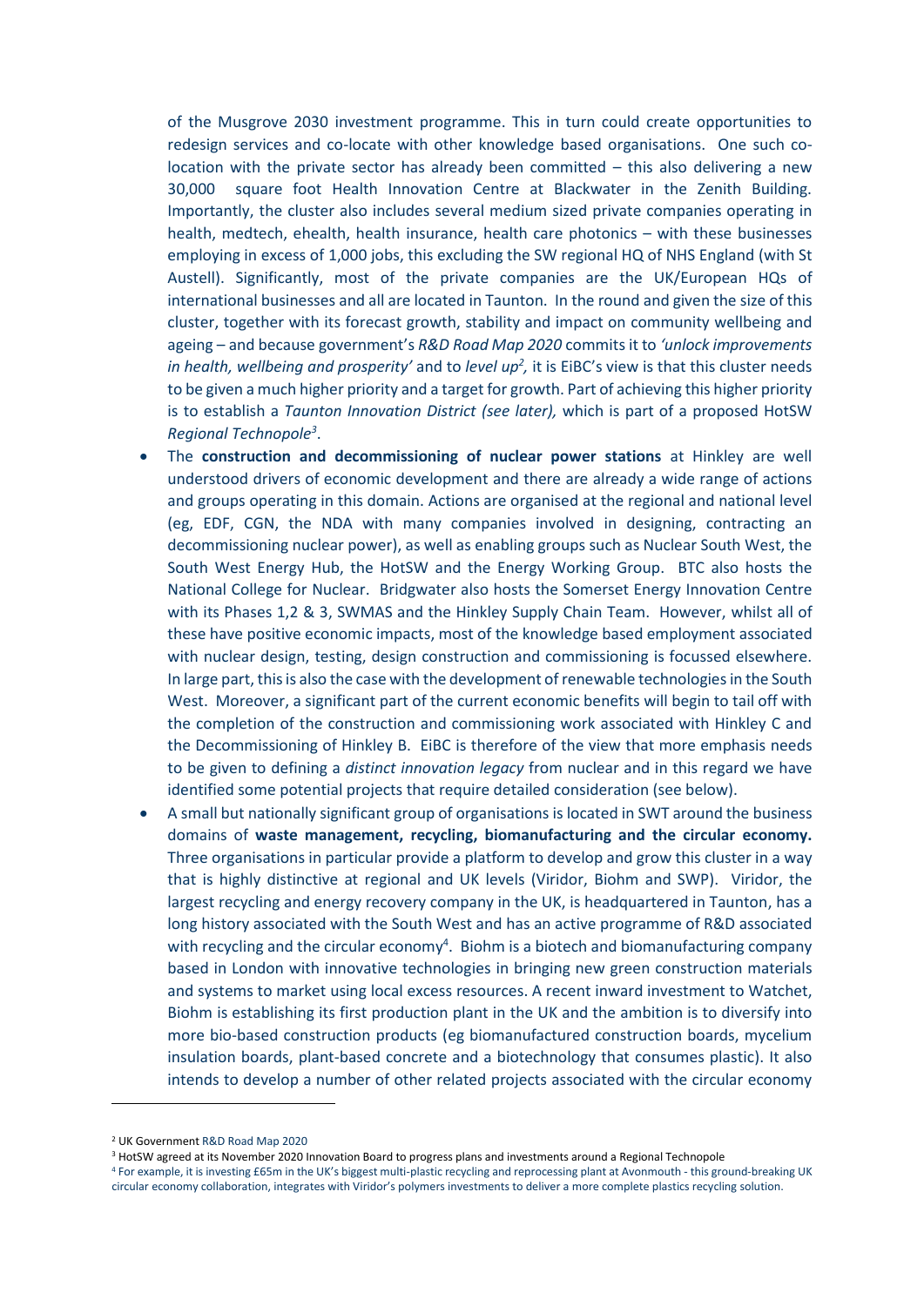of the Musgrove 2030 investment programme. This in turn could create opportunities to redesign services and co-locate with other knowledge based organisations. One such co-location with the private sector has already been committed – this also delivering a new 30,000 square foot Health Innovation Centre at Blackwater in the Zenith Building. Importantly, the cluster also includes several medium sized private companies operating in health, medtech, ehealth, health insurance, health care photonics – with these businesses employing in excess of 1,000 jobs, this excluding the SW regional HQ of NHS England (with St Austell). Significantly, most of the private companies are the UK/European HQs of international businesses and all are located in Taunton. In the round and given the size of this cluster, together with its forecast growth, stability and impact on community wellbeing and ageing – and because government's *R&D Road Map 2020* commits it to *'unlock improvements in health, wellbeing and prosperity'* and to *level up*[2], it is EiBC's view that this cluster needs to be given a much higher priority and a target for growth. Part of achieving this higher priority is to establish a *Taunton Innovation District (see later),* which is part of a proposed HotSW *Regional Technopole*[3].

- The **construction and decommissioning of nuclear power stations** at Hinkley are well understood drivers of economic development and there are already a wide range of actions and groups operating in this domain. Actions are organised at the regional and national level (eg, EDF, CGN, the NDA with many companies involved in designing, contracting an decommissioning nuclear power), as well as enabling groups such as Nuclear South West, the South West Energy Hub, the HotSW and the Energy Working Group. BTC also hosts the National College for Nuclear. Bridgwater also hosts the Somerset Energy Innovation Centre with its Phases 1,2 & 3, SWMAS and the Hinkley Supply Chain Team. However, whilst all of these have positive economic impacts, most of the knowledge based employment associated with nuclear design, testing, design construction and commissioning is focussed elsewhere. In large part, this is also the case with the development of renewable technologies in the South West. Moreover, a significant part of the current economic benefits will begin to tail off with the completion of the construction and commissioning work associated with Hinkley C and the Decommissioning of Hinkley B. EiBC is therefore of the view that more emphasis needs to be given to defining a *distinct innovation legacy* from nuclear and in this regard we have identified some potential projects that require detailed consideration (see below).
- A small but nationally significant group of organisations is located in SWT around the business domains of **waste management, recycling, biomanufacturing and the circular economy.** Three organisations in particular provide a platform to develop and grow this cluster in a way that is highly distinctive at regional and UK levels (Viridor, Biohm and SWP). Viridor, the largest recycling and energy recovery company in the UK, is headquartered in Taunton, has a long history associated with the South West and has an active programme of R&D associated with recycling and the circular economy[4]. Biohm is a biotech and biomanufacturing company based in London with innovative technologies in bringing new green construction materials and systems to market using local excess resources. A recent inward investment to Watchet, Biohm is establishing its first production plant in the UK and the ambition is to diversify into more bio-based construction products (eg biomanufactured construction boards, mycelium insulation boards, plant-based concrete and a biotechnology that consumes plastic). It also intends to develop a number of other related projects associated with the circular economy

---

[2] UK Government R&D Road Map 2020

[3] HotSW agreed at its November 2020 Innovation Board to progress plans and investments around a Regional Technopole

[4] For example, it is investing £65m in the UK's biggest multi-plastic recycling and reprocessing plant at Avonmouth - this ground-breaking UK circular economy collaboration, integrates with Viridor's polymers investments to deliver a more complete plastics recycling solution.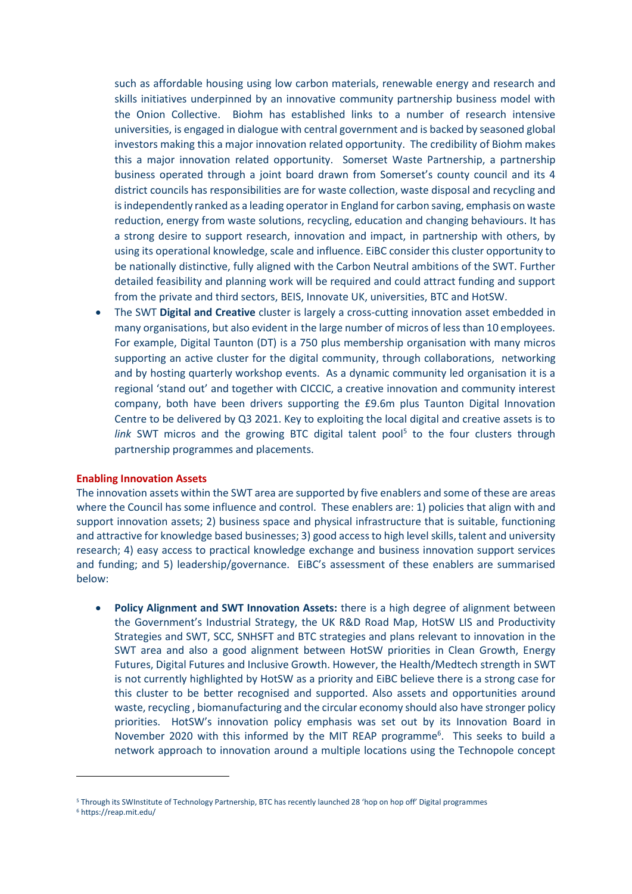such as affordable housing using low carbon materials, renewable energy and research and skills initiatives underpinned by an innovative community partnership business model with the Onion Collective. Biohm has established links to a number of research intensive universities, is engaged in dialogue with central government and is backed by seasoned global investors making this a major innovation related opportunity. The credibility of Biohm makes this a major innovation related opportunity. Somerset Waste Partnership, a partnership business operated through a joint board drawn from Somerset's county council and its 4 district councils has responsibilities are for waste collection, waste disposal and recycling and is independently ranked as a leading operator in England for carbon saving, emphasis on waste reduction, energy from waste solutions, recycling, education and changing behaviours. It has a strong desire to support research, innovation and impact, in partnership with others, by using its operational knowledge, scale and influence. EiBC consider this cluster opportunity to be nationally distinctive, fully aligned with the Carbon Neutral ambitions of the SWT. Further detailed feasibility and planning work will be required and could attract funding and support from the private and third sectors, BEIS, Innovate UK, universities, BTC and HotSW.

- The SWT **Digital and Creative** cluster is largely a cross-cutting innovation asset embedded in many organisations, but also evident in the large number of micros of less than 10 employees. For example, Digital Taunton (DT) is a 750 plus membership organisation with many micros supporting an active cluster for the digital community, through collaborations, networking and by hosting quarterly workshop events. As a dynamic community led organisation it is a regional 'stand out' and together with CICCIC, a creative innovation and community interest company, both have been drivers supporting the £9.6m plus Taunton Digital Innovation Centre to be delivered by Q3 2021. Key to exploiting the local digital and creative assets is to *link* SWT micros and the growing BTC digital talent pool[5] to the four clusters through partnership programmes and placements.

**Enabling Innovation Assets**

The innovation assets within the SWT area are supported by five enablers and some of these are areas where the Council has some influence and control. These enablers are: 1) policies that align with and support innovation assets; 2) business space and physical infrastructure that is suitable, functioning and attractive for knowledge based businesses; 3) good access to high level skills, talent and university research; 4) easy access to practical knowledge exchange and business innovation support services and funding; and 5) leadership/governance. EiBC's assessment of these enablers are summarised below:

- **Policy Alignment and SWT Innovation Assets:** there is a high degree of alignment between the Government's Industrial Strategy, the UK R&D Road Map, HotSW LIS and Productivity Strategies and SWT, SCC, SNHSFT and BTC strategies and plans relevant to innovation in the SWT area and also a good alignment between HotSW priorities in Clean Growth, Energy Futures, Digital Futures and Inclusive Growth. However, the Health/Medtech strength in SWT is not currently highlighted by HotSW as a priority and EiBC believe there is a strong case for this cluster to be better recognised and supported. Also assets and opportunities around waste, recycling , biomanufacturing and the circular economy should also have stronger policy priorities. HotSW's innovation policy emphasis was set out by its Innovation Board in November 2020 with this informed by the MIT REAP programme[6]. This seeks to build a network approach to innovation around a multiple locations using the Technopole concept

[5] Through its SWInstitute of Technology Partnership, BTC has recently launched 28 'hop on hop off' Digital programmes

[6] https://reap.mit.edu/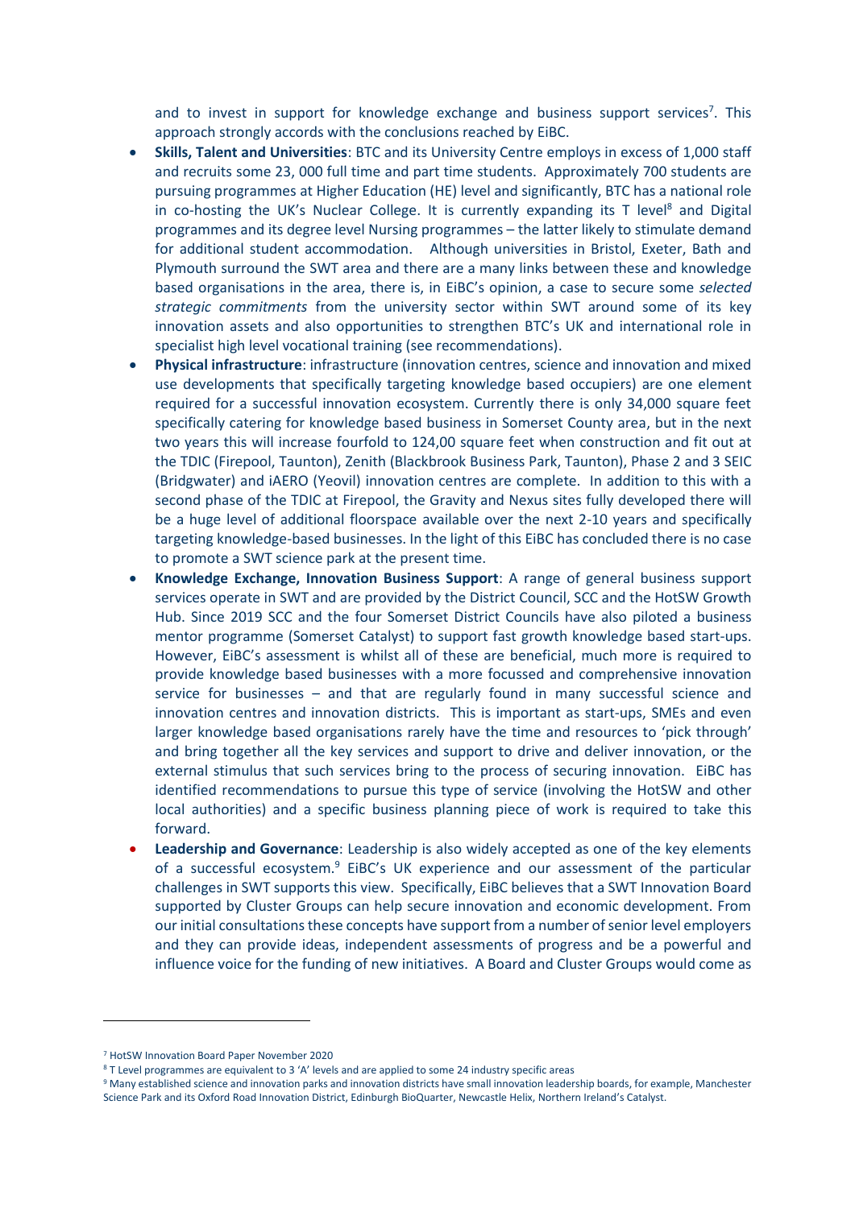and to invest in support for knowledge exchange and business support services[7]. This approach strongly accords with the conclusions reached by EiBC.

- **Skills, Talent and Universities**: BTC and its University Centre employs in excess of 1,000 staff and recruits some 23, 000 full time and part time students. Approximately 700 students are pursuing programmes at Higher Education (HE) level and significantly, BTC has a national role in co-hosting the UK's Nuclear College. It is currently expanding its T level[8] and Digital programmes and its degree level Nursing programmes – the latter likely to stimulate demand for additional student accommodation. Although universities in Bristol, Exeter, Bath and Plymouth surround the SWT area and there are a many links between these and knowledge based organisations in the area, there is, in EiBC's opinion, a case to secure some *selected strategic commitments* from the university sector within SWT around some of its key innovation assets and also opportunities to strengthen BTC's UK and international role in specialist high level vocational training (see recommendations).
- **Physical infrastructure**: infrastructure (innovation centres, science and innovation and mixed use developments that specifically targeting knowledge based occupiers) are one element required for a successful innovation ecosystem. Currently there is only 34,000 square feet specifically catering for knowledge based business in Somerset County area, but in the next two years this will increase fourfold to 124,00 square feet when construction and fit out at the TDIC (Firepool, Taunton), Zenith (Blackbrook Business Park, Taunton), Phase 2 and 3 SEIC (Bridgwater) and iAERO (Yeovil) innovation centres are complete. In addition to this with a second phase of the TDIC at Firepool, the Gravity and Nexus sites fully developed there will be a huge level of additional floorspace available over the next 2-10 years and specifically targeting knowledge-based businesses. In the light of this EiBC has concluded there is no case to promote a SWT science park at the present time.
- **Knowledge Exchange, Innovation Business Support**: A range of general business support services operate in SWT and are provided by the District Council, SCC and the HotSW Growth Hub. Since 2019 SCC and the four Somerset District Councils have also piloted a business mentor programme (Somerset Catalyst) to support fast growth knowledge based start-ups. However, EiBC's assessment is whilst all of these are beneficial, much more is required to provide knowledge based businesses with a more focussed and comprehensive innovation service for businesses – and that are regularly found in many successful science and innovation centres and innovation districts. This is important as start-ups, SMEs and even larger knowledge based organisations rarely have the time and resources to 'pick through' and bring together all the key services and support to drive and deliver innovation, or the external stimulus that such services bring to the process of securing innovation. EiBC has identified recommendations to pursue this type of service (involving the HotSW and other local authorities) and a specific business planning piece of work is required to take this forward.
- **Leadership and Governance**: Leadership is also widely accepted as one of the key elements of a successful ecosystem.[9] EiBC's UK experience and our assessment of the particular challenges in SWT supports this view. Specifically, EiBC believes that a SWT Innovation Board supported by Cluster Groups can help secure innovation and economic development. From our initial consultations these concepts have support from a number of senior level employers and they can provide ideas, independent assessments of progress and be a powerful and influence voice for the funding of new initiatives. A Board and Cluster Groups would come as

---

[7] HotSW Innovation Board Paper November 2020

[8] T Level programmes are equivalent to 3 'A' levels and are applied to some 24 industry specific areas

[9] Many established science and innovation parks and innovation districts have small innovation leadership boards, for example, Manchester Science Park and its Oxford Road Innovation District, Edinburgh BioQuarter, Newcastle Helix, Northern Ireland's Catalyst.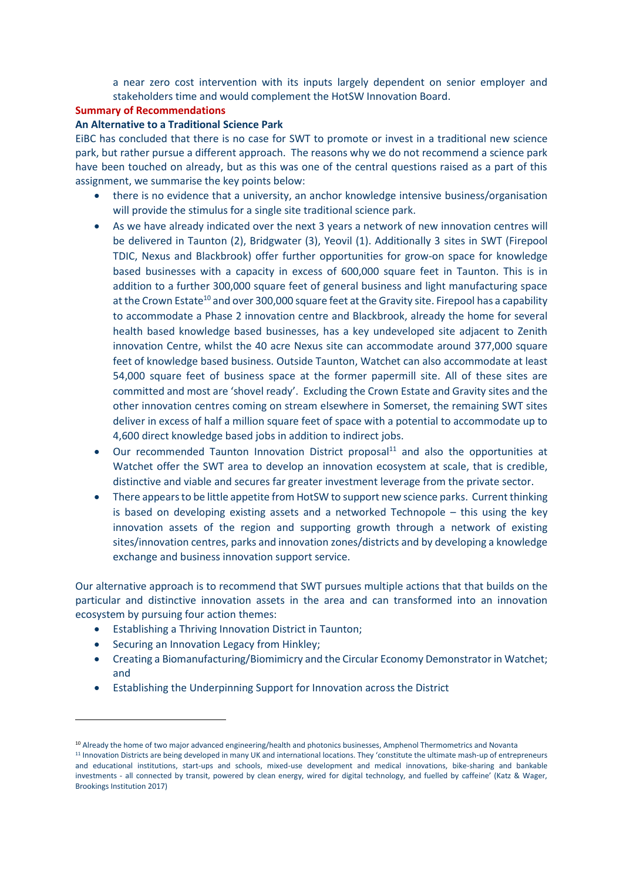a near zero cost intervention with its inputs largely dependent on senior employer and stakeholders time and would complement the HotSW Innovation Board.

**Summary of Recommendations**

**An Alternative to a Traditional Science Park**

EiBC has concluded that there is no case for SWT to promote or invest in a traditional new science park, but rather pursue a different approach. The reasons why we do not recommend a science park have been touched on already, but as this was one of the central questions raised as a part of this assignment, we summarise the key points below:

- there is no evidence that a university, an anchor knowledge intensive business/organisation will provide the stimulus for a single site traditional science park.
- As we have already indicated over the next 3 years a network of new innovation centres will be delivered in Taunton (2), Bridgwater (3), Yeovil (1). Additionally 3 sites in SWT (Firepool TDIC, Nexus and Blackbrook) offer further opportunities for grow-on space for knowledge based businesses with a capacity in excess of 600,000 square feet in Taunton. This is in addition to a further 300,000 square feet of general business and light manufacturing space at the Crown Estate[10] and over 300,000 square feet at the Gravity site. Firepool has a capability to accommodate a Phase 2 innovation centre and Blackbrook, already the home for several health based knowledge based businesses, has a key undeveloped site adjacent to Zenith innovation Centre, whilst the 40 acre Nexus site can accommodate around 377,000 square feet of knowledge based business. Outside Taunton, Watchet can also accommodate at least 54,000 square feet of business space at the former papermill site. All of these sites are committed and most are 'shovel ready'. Excluding the Crown Estate and Gravity sites and the other innovation centres coming on stream elsewhere in Somerset, the remaining SWT sites deliver in excess of half a million square feet of space with a potential to accommodate up to 4,600 direct knowledge based jobs in addition to indirect jobs.
- Our recommended Taunton Innovation District proposal[11] and also the opportunities at Watchet offer the SWT area to develop an innovation ecosystem at scale, that is credible, distinctive and viable and secures far greater investment leverage from the private sector.
- There appears to be little appetite from HotSW to support new science parks. Current thinking is based on developing existing assets and a networked Technopole – this using the key innovation assets of the region and supporting growth through a network of existing sites/innovation centres, parks and innovation zones/districts and by developing a knowledge exchange and business innovation support service.

Our alternative approach is to recommend that SWT pursues multiple actions that that builds on the particular and distinctive innovation assets in the area and can transformed into an innovation ecosystem by pursuing four action themes:

- Establishing a Thriving Innovation District in Taunton;
- Securing an Innovation Legacy from Hinkley;
- Creating a Biomanufacturing/Biomimicry and the Circular Economy Demonstrator in Watchet; and
- Establishing the Underpinning Support for Innovation across the District

---

[10] Already the home of two major advanced engineering/health and photonics businesses, Amphenol Thermometrics and Novanta

[11] Innovation Districts are being developed in many UK and international locations. They 'constitute the ultimate mash-up of entrepreneurs and educational institutions, start-ups and schools, mixed-use development and medical innovations, bike-sharing and bankable investments - all connected by transit, powered by clean energy, wired for digital technology, and fuelled by caffeine' (Katz & Wager, Brookings Institution 2017)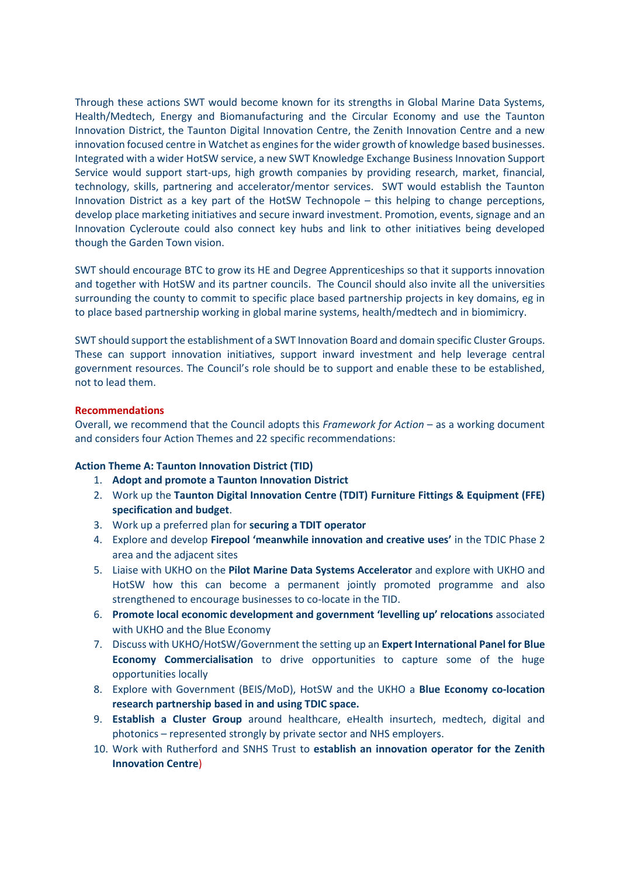Through these actions SWT would become known for its strengths in Global Marine Data Systems, Health/Medtech, Energy and Biomanufacturing and the Circular Economy and use the Taunton Innovation District, the Taunton Digital Innovation Centre, the Zenith Innovation Centre and a new innovation focused centre in Watchet as engines for the wider growth of knowledge based businesses. Integrated with a wider HotSW service, a new SWT Knowledge Exchange Business Innovation Support Service would support start-ups, high growth companies by providing research, market, financial, technology, skills, partnering and accelerator/mentor services. SWT would establish the Taunton Innovation District as a key part of the HotSW Technopole – this helping to change perceptions, develop place marketing initiatives and secure inward investment. Promotion, events, signage and an Innovation Cycleroute could also connect key hubs and link to other initiatives being developed though the Garden Town vision.

SWT should encourage BTC to grow its HE and Degree Apprenticeships so that it supports innovation and together with HotSW and its partner councils. The Council should also invite all the universities surrounding the county to commit to specific place based partnership projects in key domains, eg in to place based partnership working in global marine systems, health/medtech and in biomimicry.

SWT should support the establishment of a SWT Innovation Board and domain specific Cluster Groups. These can support innovation initiatives, support inward investment and help leverage central government resources. The Council's role should be to support and enable these to be established, not to lead them.

**Recommendations**

Overall, we recommend that the Council adopts this *Framework for Action* – as a working document and considers four Action Themes and 22 specific recommendations:

**Action Theme A: Taunton Innovation District (TID)**

1. **Adopt and promote a Taunton Innovation District**
2. Work up the **Taunton Digital Innovation Centre (TDIT) Furniture Fittings & Equipment (FFE) specification and budget**.
3. Work up a preferred plan for **securing a TDIT operator**
4. Explore and develop **Firepool 'meanwhile innovation and creative uses'** in the TDIC Phase 2 area and the adjacent sites
5. Liaise with UKHO on the **Pilot Marine Data Systems Accelerator** and explore with UKHO and HotSW how this can become a permanent jointly promoted programme and also strengthened to encourage businesses to co-locate in the TID.
6. **Promote local economic development and government 'levelling up' relocations** associated with UKHO and the Blue Economy
7. Discuss with UKHO/HotSW/Government the setting up an **Expert International Panel for Blue Economy Commercialisation** to drive opportunities to capture some of the huge opportunities locally
8. Explore with Government (BEIS/MoD), HotSW and the UKHO a **Blue Economy co-location research partnership based in and using TDIC space.**
9. **Establish a Cluster Group** around healthcare, eHealth insurtech, medtech, digital and photonics – represented strongly by private sector and NHS employers.
10. Work with Rutherford and SNHS Trust to **establish an innovation operator for the Zenith Innovation Centre**)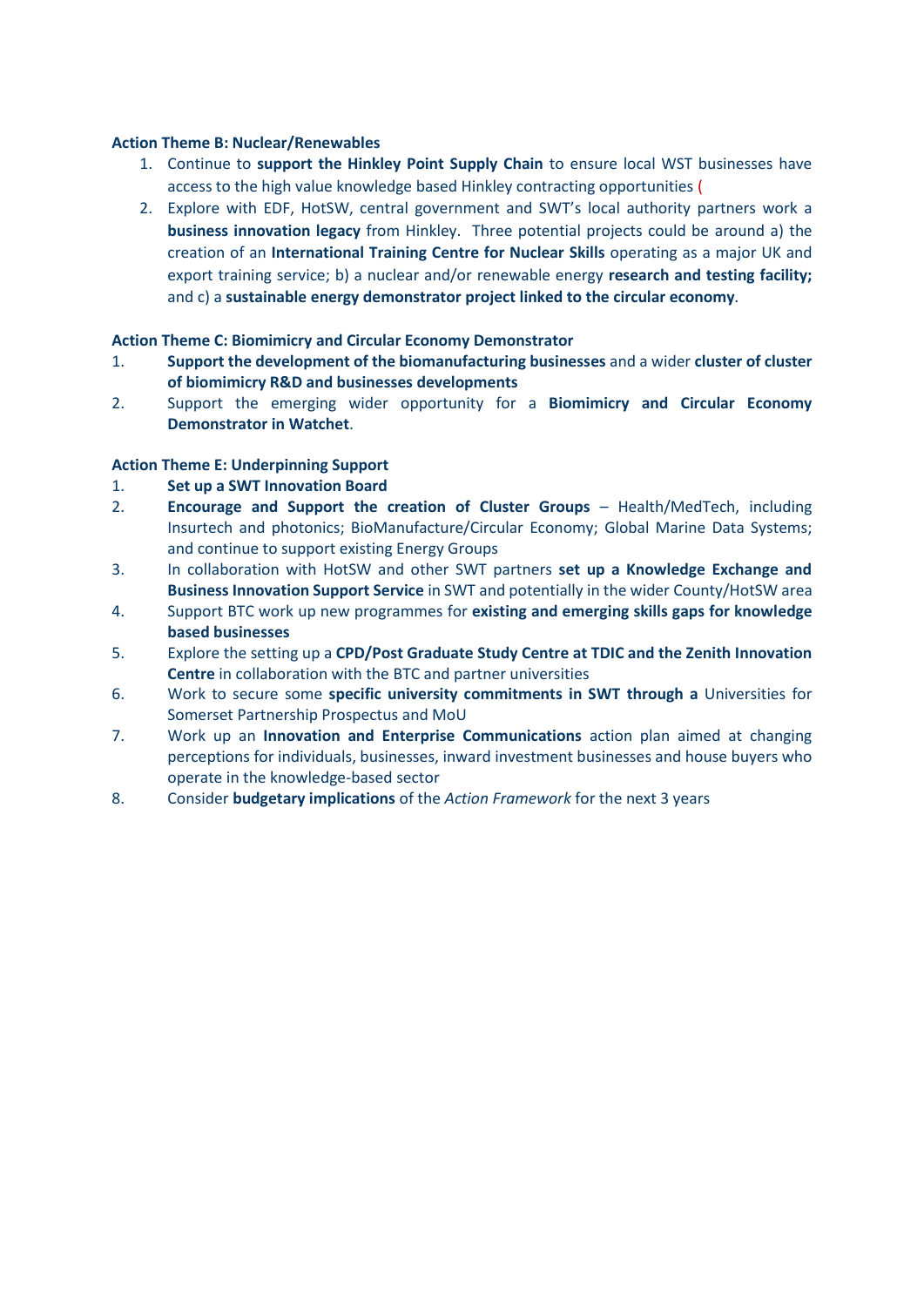**Action Theme B: Nuclear/Renewables**

1. Continue to **support the Hinkley Point Supply Chain** to ensure local WST businesses have access to the high value knowledge based Hinkley contracting opportunities (
2. Explore with EDF, HotSW, central government and SWT's local authority partners work a **business innovation legacy** from Hinkley. Three potential projects could be around a) the creation of an **International Training Centre for Nuclear Skills** operating as a major UK and export training service; b) a nuclear and/or renewable energy **research and testing facility;** and c) a **sustainable energy demonstrator project linked to the circular economy**.

**Action Theme C: Biomimicry and Circular Economy Demonstrator**

1. **Support the development of the biomanufacturing businesses** and a wider **cluster of cluster of biomimicry R&D and businesses developments**
2. Support the emerging wider opportunity for a **Biomimicry and Circular Economy Demonstrator in Watchet**.

**Action Theme E: Underpinning Support**

1. **Set up a SWT Innovation Board**
2. **Encourage and Support the creation of Cluster Groups** – Health/MedTech, including Insurtech and photonics; BioManufacture/Circular Economy; Global Marine Data Systems; and continue to support existing Energy Groups
3. In collaboration with HotSW and other SWT partners **set up a Knowledge Exchange and Business Innovation Support Service** in SWT and potentially in the wider County/HotSW area
4. Support BTC work up new programmes for **existing and emerging skills gaps for knowledge based businesses**
5. Explore the setting up a **CPD/Post Graduate Study Centre at TDIC and the Zenith Innovation Centre** in collaboration with the BTC and partner universities
6. Work to secure some **specific university commitments in SWT through a** Universities for Somerset Partnership Prospectus and MoU
7. Work up an **Innovation and Enterprise Communications** action plan aimed at changing perceptions for individuals, businesses, inward investment businesses and house buyers who operate in the knowledge-based sector
8. Consider **budgetary implications** of the *Action Framework* for the next 3 years